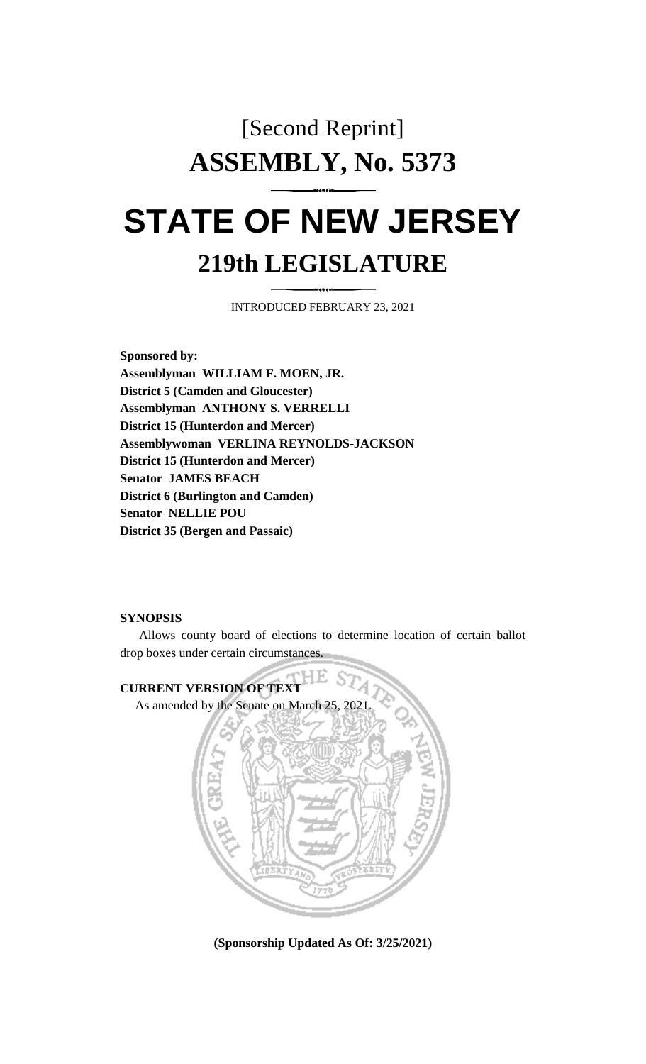[Second Reprint]

# ASSEMBLY, No. 5373

# STATE OF NEW JERSEY

## 219th LEGISLATURE

INTRODUCED FEBRUARY 23, 2021

**Sponsored by:**
**Assemblyman WILLIAM F. MOEN, JR.**
**District 5 (Camden and Gloucester)**
**Assemblyman ANTHONY S. VERRELLI**
**District 15 (Hunterdon and Mercer)**
**Assemblywoman VERLINA REYNOLDS-JACKSON**
**District 15 (Hunterdon and Mercer)**
**Senator JAMES BEACH**
**District 6 (Burlington and Camden)**
**Senator NELLIE POU**
**District 35 (Bergen and Passaic)**

**SYNOPSIS**

Allows county board of elections to determine location of certain ballot drop boxes under certain circumstances.

**CURRENT VERSION OF TEXT**

As amended by the Senate on March 25, 2021.

**(Sponsorship Updated As Of: 3/25/2021)**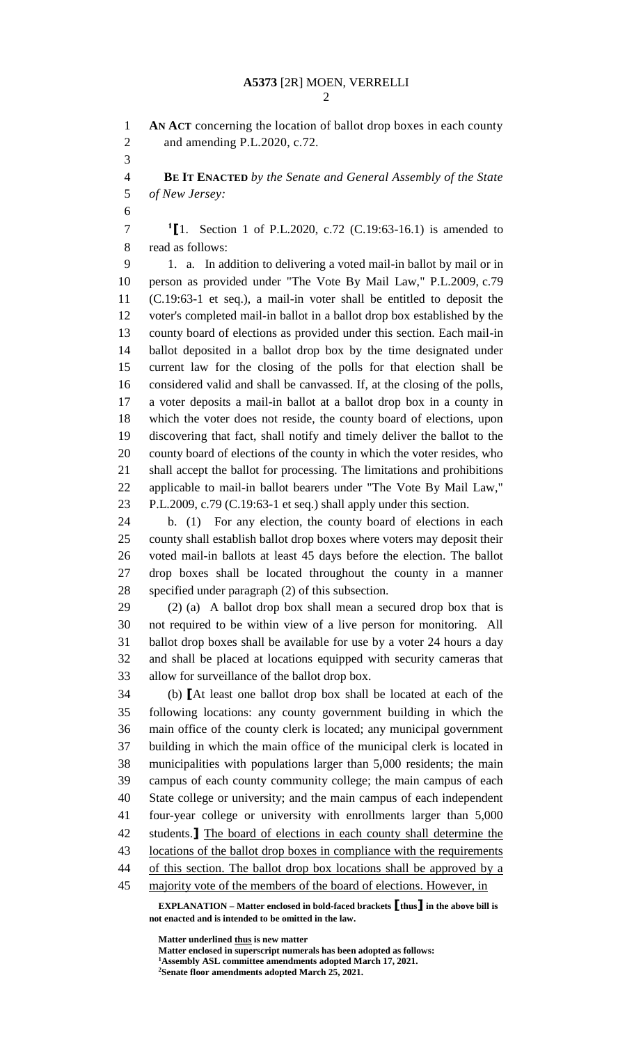**AN ACT** concerning the location of ballot drop boxes in each county and amending P.L.2020, c.72.

**BE IT ENACTED** *by the Senate and General Assembly of the State of New Jersey:*

[1]**[**1. Section 1 of P.L.2020, c.72 (C.19:63-16.1) is amended to read as follows:

1. a. In addition to delivering a voted mail-in ballot by mail or in person as provided under "The Vote By Mail Law," P.L.2009, c.79 (C.19:63-1 et seq.), a mail-in voter shall be entitled to deposit the voter's completed mail-in ballot in a ballot drop box established by the county board of elections as provided under this section. Each mail-in ballot deposited in a ballot drop box by the time designated under current law for the closing of the polls for that election shall be considered valid and shall be canvassed. If, at the closing of the polls, a voter deposits a mail-in ballot at a ballot drop box in a county in which the voter does not reside, the county board of elections, upon discovering that fact, shall notify and timely deliver the ballot to the county board of elections of the county in which the voter resides, who shall accept the ballot for processing. The limitations and prohibitions applicable to mail-in ballot bearers under "The Vote By Mail Law," P.L.2009, c.79 (C.19:63-1 et seq.) shall apply under this section.

b. (1) For any election, the county board of elections in each county shall establish ballot drop boxes where voters may deposit their voted mail-in ballots at least 45 days before the election. The ballot drop boxes shall be located throughout the county in a manner specified under paragraph (2) of this subsection.

(2) (a) A ballot drop box shall mean a secured drop box that is not required to be within view of a live person for monitoring. All ballot drop boxes shall be available for use by a voter 24 hours a day and shall be placed at locations equipped with security cameras that allow for surveillance of the ballot drop box.

(b) **[**At least one ballot drop box shall be located at each of the following locations: any county government building in which the main office of the county clerk is located; any municipal government building in which the main office of the municipal clerk is located in municipalities with populations larger than 5,000 residents; the main campus of each county community college; the main campus of each State college or university; and the main campus of each independent four-year college or university with enrollments larger than 5,000 students.**]** <u>The board of elections in each county shall determine the locations of the ballot drop boxes in compliance with the requirements of this section. The ballot drop box locations shall be approved by a majority vote of the members of the board of elections. However, in</u>

**EXPLANATION – Matter enclosed in bold-faced brackets [thus] in the above bill is not enacted and is intended to be omitted in the law.**

**Matter underlined <u>thus</u> is new matter**
**Matter enclosed in superscript numerals has been adopted as follows:**
[1]**Assembly ASL committee amendments adopted March 17, 2021.**
[2]**Senate floor amendments adopted March 25, 2021.**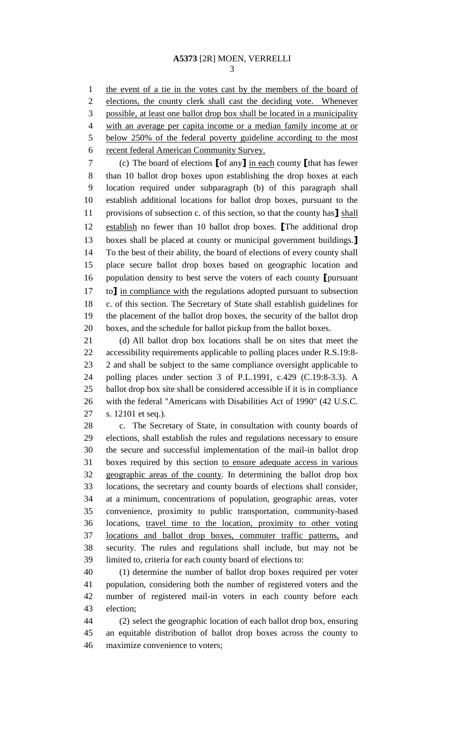the event of a tie in the votes cast by the members of the board of elections, the county clerk shall cast the deciding vote. Whenever possible, at least one ballot drop box shall be located in a municipality with an average per capita income or a median family income at or below 250% of the federal poverty guideline according to the most recent federal American Community Survey.

(c) The board of elections ⟦of any⟧ in each county ⟦that has fewer than 10 ballot drop boxes upon establishing the drop boxes at each location required under subparagraph (b) of this paragraph shall establish additional locations for ballot drop boxes, pursuant to the provisions of subsection c. of this section, so that the county has⟧ shall establish no fewer than 10 ballot drop boxes. ⟦The additional drop boxes shall be placed at county or municipal government buildings.⟧ To the best of their ability, the board of elections of every county shall place secure ballot drop boxes based on geographic location and population density to best serve the voters of each county ⟦pursuant to⟧ in compliance with the regulations adopted pursuant to subsection c. of this section. The Secretary of State shall establish guidelines for the placement of the ballot drop boxes, the security of the ballot drop boxes, and the schedule for ballot pickup from the ballot boxes.

(d) All ballot drop box locations shall be on sites that meet the accessibility requirements applicable to polling places under R.S.19:8-2 and shall be subject to the same compliance oversight applicable to polling places under section 3 of P.L.1991, c.429 (C.19:8-3.3). A ballot drop box site shall be considered accessible if it is in compliance with the federal "Americans with Disabilities Act of 1990" (42 U.S.C. s. 12101 et seq.).

c. The Secretary of State, in consultation with county boards of elections, shall establish the rules and regulations necessary to ensure the secure and successful implementation of the mail-in ballot drop boxes required by this section to ensure adequate access in various geographic areas of the county. In determining the ballot drop box locations, the secretary and county boards of elections shall consider, at a minimum, concentrations of population, geographic areas, voter convenience, proximity to public transportation, community-based locations, travel time to the location, proximity to other voting locations and ballot drop boxes, commuter traffic patterns, and security. The rules and regulations shall include, but may not be limited to, criteria for each county board of elections to:

(1) determine the number of ballot drop boxes required per voter population, considering both the number of registered voters and the number of registered mail-in voters in each county before each election;

(2) select the geographic location of each ballot drop box, ensuring an equitable distribution of ballot drop boxes across the county to maximize convenience to voters;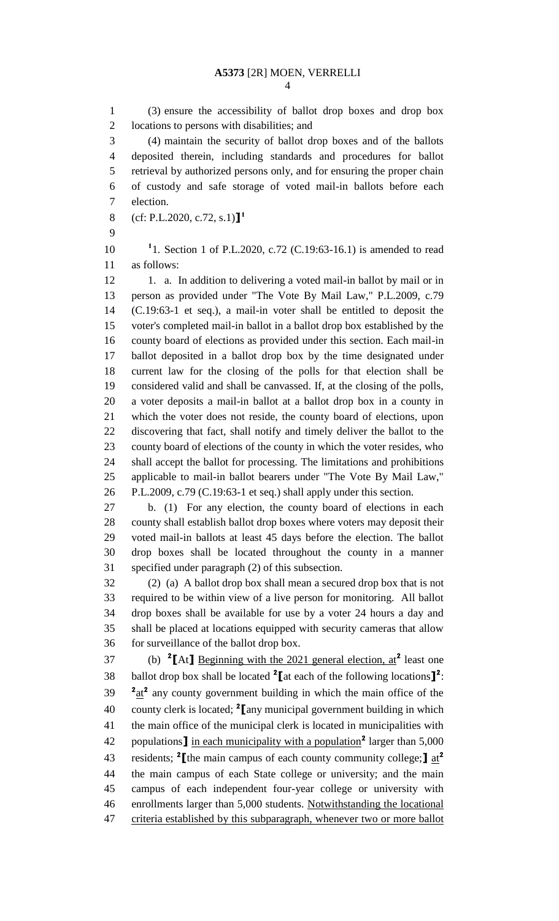(3) ensure the accessibility of ballot drop boxes and drop box locations to persons with disabilities; and

(4) maintain the security of ballot drop boxes and of the ballots deposited therein, including standards and procedures for ballot retrieval by authorized persons only, and for ensuring the proper chain of custody and safe storage of voted mail-in ballots before each election.

(cf: P.L.2020, c.72, s.1)][1]

[1]1. Section 1 of P.L.2020, c.72 (C.19:63-16.1) is amended to read as follows:

1. a. In addition to delivering a voted mail-in ballot by mail or in person as provided under "The Vote By Mail Law," P.L.2009, c.79 (C.19:63-1 et seq.), a mail-in voter shall be entitled to deposit the voter's completed mail-in ballot in a ballot drop box established by the county board of elections as provided under this section. Each mail-in ballot deposited in a ballot drop box by the time designated under current law for the closing of the polls for that election shall be considered valid and shall be canvassed. If, at the closing of the polls, a voter deposits a mail-in ballot at a ballot drop box in a county in which the voter does not reside, the county board of elections, upon discovering that fact, shall notify and timely deliver the ballot to the county board of elections of the county in which the voter resides, who shall accept the ballot for processing. The limitations and prohibitions applicable to mail-in ballot bearers under "The Vote By Mail Law," P.L.2009, c.79 (C.19:63-1 et seq.) shall apply under this section.

b. (1) For any election, the county board of elections in each county shall establish ballot drop boxes where voters may deposit their voted mail-in ballots at least 45 days before the election. The ballot drop boxes shall be located throughout the county in a manner specified under paragraph (2) of this subsection.

(2) (a) A ballot drop box shall mean a secured drop box that is not required to be within view of a live person for monitoring. All ballot drop boxes shall be available for use by a voter 24 hours a day and shall be placed at locations equipped with security cameras that allow for surveillance of the ballot drop box.

(b) [2][At] Beginning with the 2021 general election, at[2] least one ballot drop box shall be located [2][at each of the following locations][2]: [2]at[2] any county government building in which the main office of the county clerk is located; [2][any municipal government building in which the main office of the municipal clerk is located in municipalities with populations] in each municipality with a population[2] larger than 5,000 residents; [2][the main campus of each county community college;] at[2] the main campus of each State college or university; and the main campus of each independent four-year college or university with enrollments larger than 5,000 students. Notwithstanding the locational criteria established by this subparagraph, whenever two or more ballot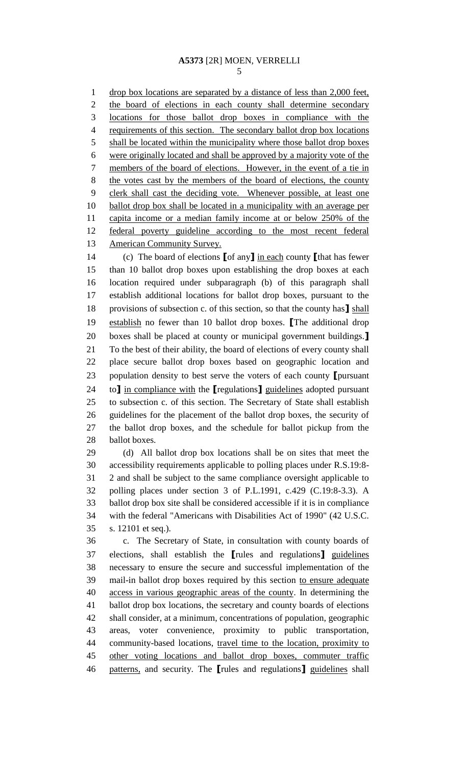drop box locations are separated by a distance of less than 2,000 feet, the board of elections in each county shall determine secondary locations for those ballot drop boxes in compliance with the requirements of this section. The secondary ballot drop box locations shall be located within the municipality where those ballot drop boxes were originally located and shall be approved by a majority vote of the members of the board of elections. However, in the event of a tie in the votes cast by the members of the board of elections, the county clerk shall cast the deciding vote. Whenever possible, at least one ballot drop box shall be located in a municipality with an average per capita income or a median family income at or below 250% of the federal poverty guideline according to the most recent federal American Community Survey.

(c) The board of elections [of any] in each county [that has fewer than 10 ballot drop boxes upon establishing the drop boxes at each location required under subparagraph (b) of this paragraph shall establish additional locations for ballot drop boxes, pursuant to the provisions of subsection c. of this section, so that the county has] shall establish no fewer than 10 ballot drop boxes. [The additional drop boxes shall be placed at county or municipal government buildings.] To the best of their ability, the board of elections of every county shall place secure ballot drop boxes based on geographic location and population density to best serve the voters of each county [pursuant to] in compliance with the [regulations] guidelines adopted pursuant to subsection c. of this section. The Secretary of State shall establish guidelines for the placement of the ballot drop boxes, the security of the ballot drop boxes, and the schedule for ballot pickup from the ballot boxes.

(d) All ballot drop box locations shall be on sites that meet the accessibility requirements applicable to polling places under R.S.19:8-2 and shall be subject to the same compliance oversight applicable to polling places under section 3 of P.L.1991, c.429 (C.19:8-3.3). A ballot drop box site shall be considered accessible if it is in compliance with the federal "Americans with Disabilities Act of 1990" (42 U.S.C. s. 12101 et seq.).

c. The Secretary of State, in consultation with county boards of elections, shall establish the [rules and regulations] guidelines necessary to ensure the secure and successful implementation of the mail-in ballot drop boxes required by this section to ensure adequate access in various geographic areas of the county. In determining the ballot drop box locations, the secretary and county boards of elections shall consider, at a minimum, concentrations of population, geographic areas, voter convenience, proximity to public transportation, community-based locations, travel time to the location, proximity to other voting locations and ballot drop boxes, commuter traffic patterns, and security. The [rules and regulations] guidelines shall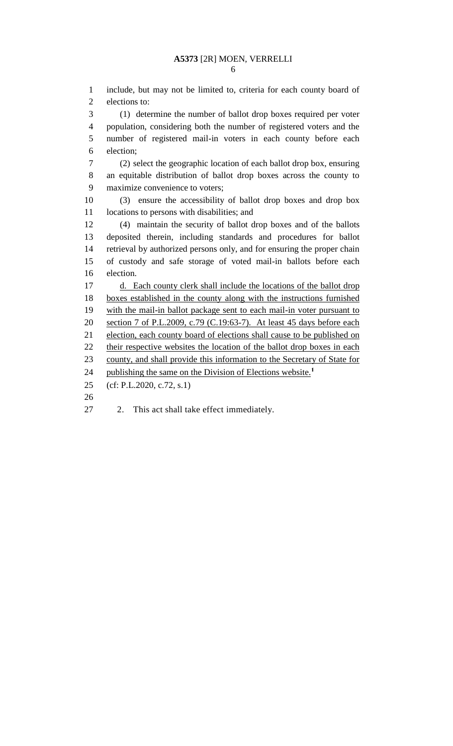include, but may not be limited to, criteria for each county board of elections to:

(1) determine the number of ballot drop boxes required per voter population, considering both the number of registered voters and the number of registered mail-in voters in each county before each election;

(2) select the geographic location of each ballot drop box, ensuring an equitable distribution of ballot drop boxes across the county to maximize convenience to voters;

(3) ensure the accessibility of ballot drop boxes and drop box locations to persons with disabilities; and

(4) maintain the security of ballot drop boxes and of the ballots deposited therein, including standards and procedures for ballot retrieval by authorized persons only, and for ensuring the proper chain of custody and safe storage of voted mail-in ballots before each election.

d. Each county clerk shall include the locations of the ballot drop boxes established in the county along with the instructions furnished with the mail-in ballot package sent to each mail-in voter pursuant to section 7 of P.L.2009, c.79 (C.19:63-7). At least 45 days before each election, each county board of elections shall cause to be published on their respective websites the location of the ballot drop boxes in each county, and shall provide this information to the Secretary of State for publishing the same on the Division of Elections website.[1]

(cf: P.L.2020, c.72, s.1)

2. This act shall take effect immediately.